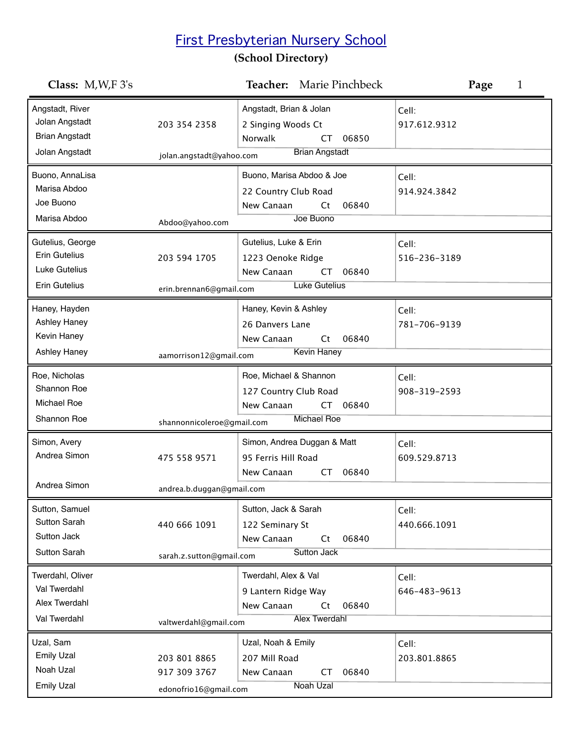# First Presbyterian Nursery School

**(School Directory)**

**Class:** M,W,F 3's **Teacher:** Marie Pinchbeck **Page** 1

| Student / Parents | Phone / Email | Family / Address | Cell |
|---|---|---|---|
| Angstadt, River<br>Jolan Angstadt<br>Brian Angstadt<br>Jolan Angstadt | 203 354 2358<br>jolan.angstadt@yahoo.com | Angstadt, Brian & Jolan<br>2 Singing Woods Ct<br>Norwalk CT 06850<br>Brian Angstadt | Cell:<br>917.612.9312 |
| Buono, AnnaLisa<br>Marisa Abdoo<br>Joe Buono<br>Marisa Abdoo | Abdoo@yahoo.com | Buono, Marisa Abdoo & Joe<br>22 Country Club Road<br>New Canaan Ct 06840<br>Joe Buono | Cell:<br>914.924.3842 |
| Gutelius, George<br>Erin Gutelius<br>Luke Gutelius<br>Erin Gutelius | 203 594 1705<br>erin.brennan6@gmail.com | Gutelius, Luke & Erin<br>1223 Oenoke Ridge<br>New Canaan CT 06840<br>Luke Gutelius | Cell:<br>516-236-3189 |
| Haney, Hayden<br>Ashley Haney<br>Kevin Haney<br>Ashley Haney | aamorrison12@gmail.com | Haney, Kevin & Ashley<br>26 Danvers Lane<br>New Canaan Ct 06840<br>Kevin Haney | Cell:<br>781-706-9139 |
| Roe, Nicholas<br>Shannon Roe<br>Michael Roe<br>Shannon Roe | shannonnicoleroe@gmail.com | Roe, Michael & Shannon<br>127 Country Club Road<br>New Canaan CT 06840<br>Michael Roe | Cell:<br>908-319-2593 |
| Simon, Avery<br>Andrea Simon<br>Andrea Simon | 475 558 9571<br>andrea.b.duggan@gmail.com | Simon, Andrea Duggan & Matt<br>95 Ferris Hill Road<br>New Canaan CT 06840 | Cell:<br>609.529.8713 |
| Sutton, Samuel<br>Sutton Sarah<br>Sutton Jack<br>Sutton Sarah | 440 666 1091<br>sarah.z.sutton@gmail.com | Sutton, Jack & Sarah<br>122 Seminary St<br>New Canaan Ct 06840<br>Sutton Jack | Cell:<br>440.666.1091 |
| Twerdahl, Oliver<br>Val Twerdahl<br>Alex Twerdahl<br>Val Twerdahl | valtwerdahl@gmail.com | Twerdahl, Alex & Val<br>9 Lantern Ridge Way<br>New Canaan Ct 06840<br>Alex Twerdahl | Cell:<br>646-483-9613 |
| Uzal, Sam<br>Emily Uzal<br>Noah Uzal<br>Emily Uzal | 203 801 8865<br>917 309 3767<br>edonofrio16@gmail.com | Uzal, Noah & Emily<br>207 Mill Road<br>New Canaan CT 06840<br>Noah Uzal | Cell:<br>203.801.8865 |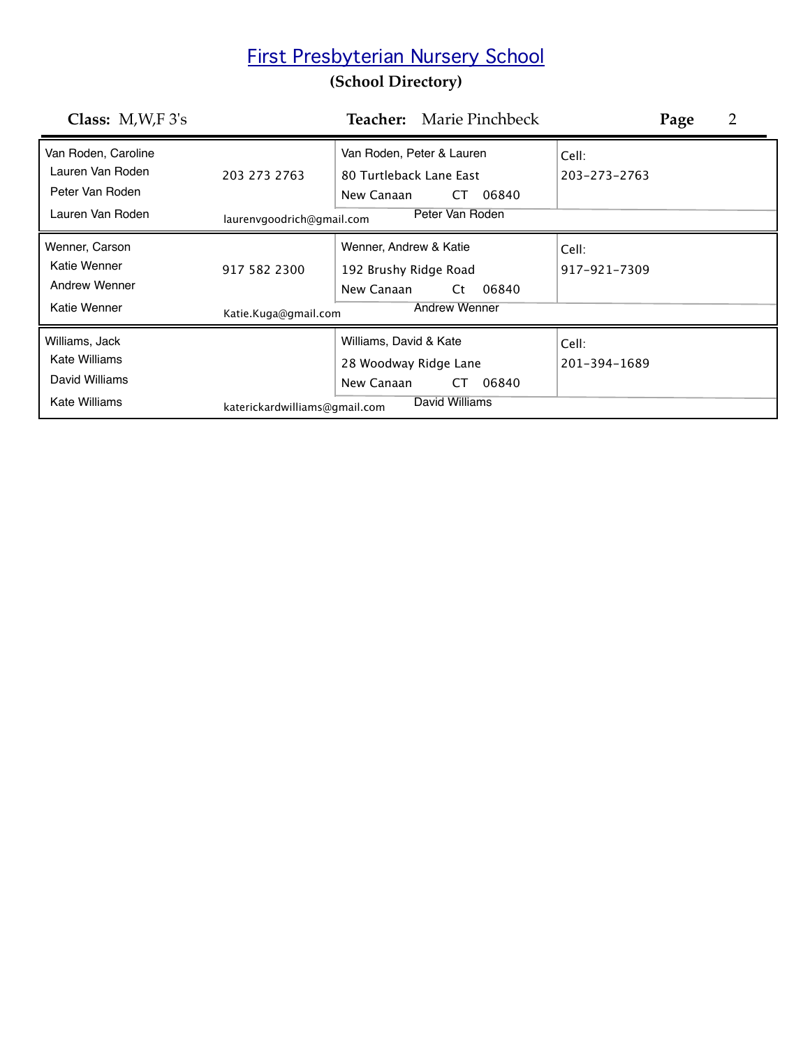# First Presbyterian Nursery School

**(School Directory)**

**Class:** M,W,F 3's **Teacher:** Marie Pinchbeck **Page** 2

| | | | |
|---|---|---|---|
| Van Roden, Caroline<br>Lauren Van Roden<br>Peter Van Roden<br>Lauren Van Roden | 203 273 2763<br><br>laurenvgoodrich@gmail.com | Van Roden, Peter & Lauren<br>80 Turtleback Lane East<br>New Canaan CT 06840<br>Peter Van Roden | Cell:<br>203-273-2763 |
| Wenner, Carson<br>Katie Wenner<br>Andrew Wenner<br>Katie Wenner | 917 582 2300<br><br>Katie.Kuga@gmail.com | Wenner, Andrew & Katie<br>192 Brushy Ridge Road<br>New Canaan Ct 06840<br>Andrew Wenner | Cell:<br>917-921-7309 |
| Williams, Jack<br>Kate Williams<br>David Williams<br>Kate Williams | katerickardwilliams@gmail.com | Williams, David & Kate<br>28 Woodway Ridge Lane<br>New Canaan CT 06840<br>David Williams | Cell:<br>201-394-1689 |